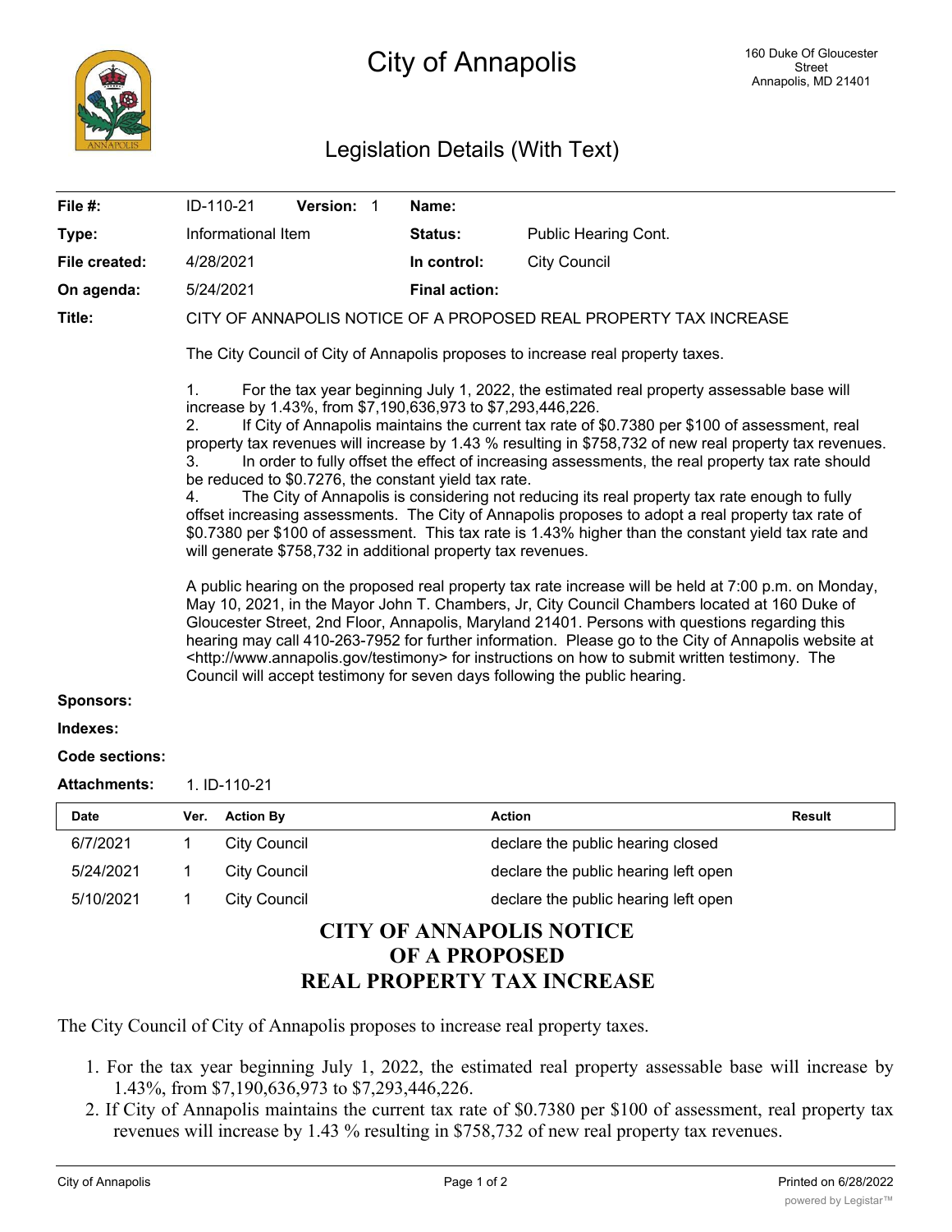# City of Annapolis

160 Duke Of Gloucester Street
Annapolis, MD 21401

## Legislation Details (With Text)

| | | | |
|---|---|---|---|
| **File #:** | ID-110-21 **Version:** 1 | **Name:** | |
| **Type:** | Informational Item | **Status:** | Public Hearing Cont. |
| **File created:** | 4/28/2021 | **In control:** | City Council |
| **On agenda:** | 5/24/2021 | **Final action:** | |

**Title:** CITY OF ANNAPOLIS NOTICE OF A PROPOSED REAL PROPERTY TAX INCREASE

The City Council of City of Annapolis proposes to increase real property taxes.

1. For the tax year beginning July 1, 2022, the estimated real property assessable base will increase by 1.43%, from $7,190,636,973 to $7,293,446,226.
2. If City of Annapolis maintains the current tax rate of $0.7380 per $100 of assessment, real property tax revenues will increase by 1.43 % resulting in $758,732 of new real property tax revenues.
3. In order to fully offset the effect of increasing assessments, the real property tax rate should be reduced to $0.7276, the constant yield tax rate.
4. The City of Annapolis is considering not reducing its real property tax rate enough to fully offset increasing assessments. The City of Annapolis proposes to adopt a real property tax rate of $0.7380 per $100 of assessment. This tax rate is 1.43% higher than the constant yield tax rate and will generate $758,732 in additional property tax revenues.

A public hearing on the proposed real property tax rate increase will be held at 7:00 p.m. on Monday, May 10, 2021, in the Mayor John T. Chambers, Jr, City Council Chambers located at 160 Duke of Gloucester Street, 2nd Floor, Annapolis, Maryland 21401. Persons with questions regarding this hearing may call 410-263-7952 for further information. Please go to the City of Annapolis website at <http://www.annapolis.gov/testimony> for instructions on how to submit written testimony. The Council will accept testimony for seven days following the public hearing.

**Sponsors:**

**Indexes:**

**Code sections:**

**Attachments:** 1. ID-110-21

| Date | Ver. | Action By | Action | Result |
|---|---|---|---|---|
| 6/7/2021 | 1 | City Council | declare the public hearing closed | |
| 5/24/2021 | 1 | City Council | declare the public hearing left open | |
| 5/10/2021 | 1 | City Council | declare the public hearing left open | |

# CITY OF ANNAPOLIS NOTICE OF A PROPOSED REAL PROPERTY TAX INCREASE

The City Council of City of Annapolis proposes to increase real property taxes.

1. For the tax year beginning July 1, 2022, the estimated real property assessable base will increase by 1.43%, from $7,190,636,973 to $7,293,446,226.
2. If City of Annapolis maintains the current tax rate of $0.7380 per $100 of assessment, real property tax revenues will increase by 1.43 % resulting in $758,732 of new real property tax revenues.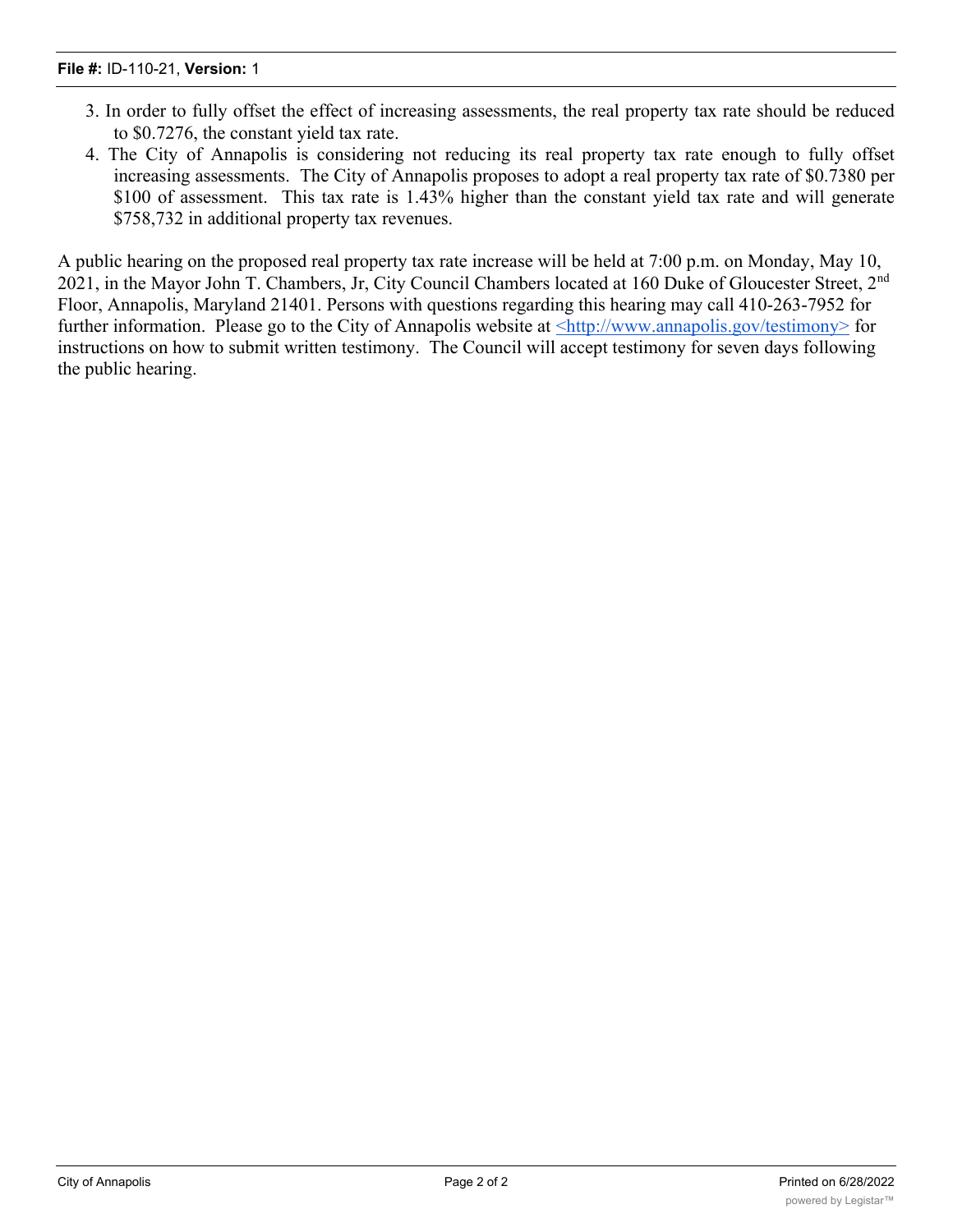3. In order to fully offset the effect of increasing assessments, the real property tax rate should be reduced to $0.7276, the constant yield tax rate.
4. The City of Annapolis is considering not reducing its real property tax rate enough to fully offset increasing assessments. The City of Annapolis proposes to adopt a real property tax rate of $0.7380 per $100 of assessment. This tax rate is 1.43% higher than the constant yield tax rate and will generate $758,732 in additional property tax revenues.

A public hearing on the proposed real property tax rate increase will be held at 7:00 p.m. on Monday, May 10, 2021, in the Mayor John T. Chambers, Jr, City Council Chambers located at 160 Duke of Gloucester Street, 2nd Floor, Annapolis, Maryland 21401. Persons with questions regarding this hearing may call 410-263-7952 for further information. Please go to the City of Annapolis website at <http://www.annapolis.gov/testimony> for instructions on how to submit written testimony. The Council will accept testimony for seven days following the public hearing.